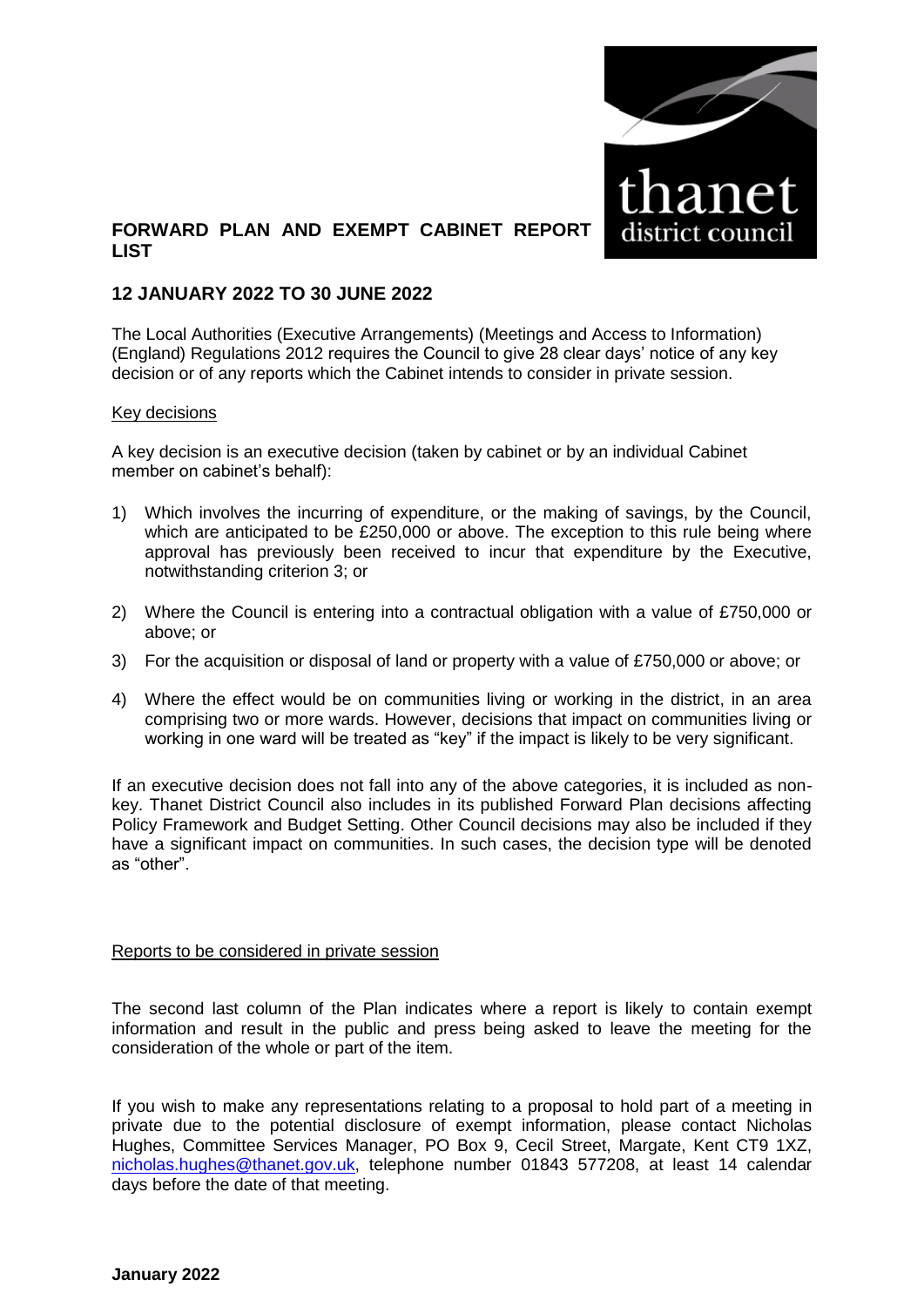# FORWARD PLAN AND EXEMPT CABINET REPORT LIST

## 12 JANUARY 2022 TO 30 JUNE 2022

The Local Authorities (Executive Arrangements) (Meetings and Access to Information) (England) Regulations 2012 requires the Council to give 28 clear days' notice of any key decision or of any reports which the Cabinet intends to consider in private session.

### Key decisions

A key decision is an executive decision (taken by cabinet or by an individual Cabinet member on cabinet's behalf):

1) Which involves the incurring of expenditure, or the making of savings, by the Council, which are anticipated to be £250,000 or above. The exception to this rule being where approval has previously been received to incur that expenditure by the Executive, notwithstanding criterion 3; or
2) Where the Council is entering into a contractual obligation with a value of £750,000 or above; or
3) For the acquisition or disposal of land or property with a value of £750,000 or above; or
4) Where the effect would be on communities living or working in the district, in an area comprising two or more wards. However, decisions that impact on communities living or working in one ward will be treated as "key" if the impact is likely to be very significant.

If an executive decision does not fall into any of the above categories, it is included as non-key. Thanet District Council also includes in its published Forward Plan decisions affecting Policy Framework and Budget Setting. Other Council decisions may also be included if they have a significant impact on communities. In such cases, the decision type will be denoted as "other".

### Reports to be considered in private session

The second last column of the Plan indicates where a report is likely to contain exempt information and result in the public and press being asked to leave the meeting for the consideration of the whole or part of the item.

If you wish to make any representations relating to a proposal to hold part of a meeting in private due to the potential disclosure of exempt information, please contact Nicholas Hughes, Committee Services Manager, PO Box 9, Cecil Street, Margate, Kent CT9 1XZ, nicholas.hughes@thanet.gov.uk, telephone number 01843 577208, at least 14 calendar days before the date of that meeting.

**January 2022**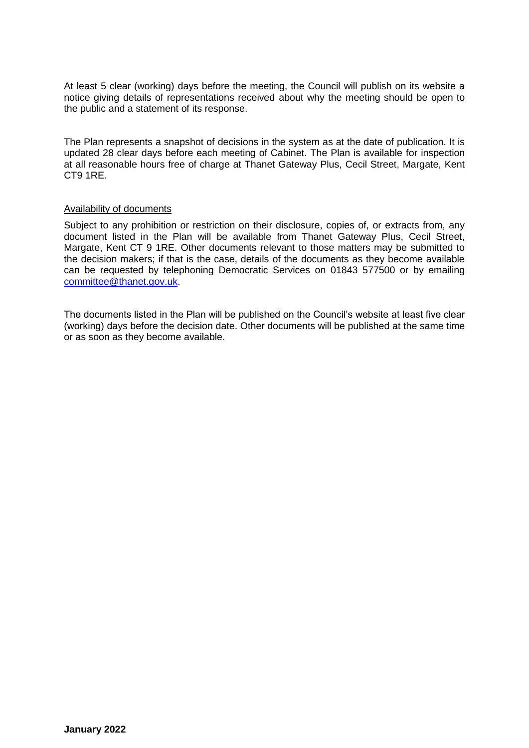At least 5 clear (working) days before the meeting, the Council will publish on its website a notice giving details of representations received about why the meeting should be open to the public and a statement of its response.

The Plan represents a snapshot of decisions in the system as at the date of publication. It is updated 28 clear days before each meeting of Cabinet. The Plan is available for inspection at all reasonable hours free of charge at Thanet Gateway Plus, Cecil Street, Margate, Kent CT9 1RE.

Availability of documents

Subject to any prohibition or restriction on their disclosure, copies of, or extracts from, any document listed in the Plan will be available from Thanet Gateway Plus, Cecil Street, Margate, Kent CT 9 1RE. Other documents relevant to those matters may be submitted to the decision makers; if that is the case, details of the documents as they become available can be requested by telephoning Democratic Services on 01843 577500 or by emailing committee@thanet.gov.uk.

The documents listed in the Plan will be published on the Council's website at least five clear (working) days before the decision date. Other documents will be published at the same time or as soon as they become available.

**January 2022**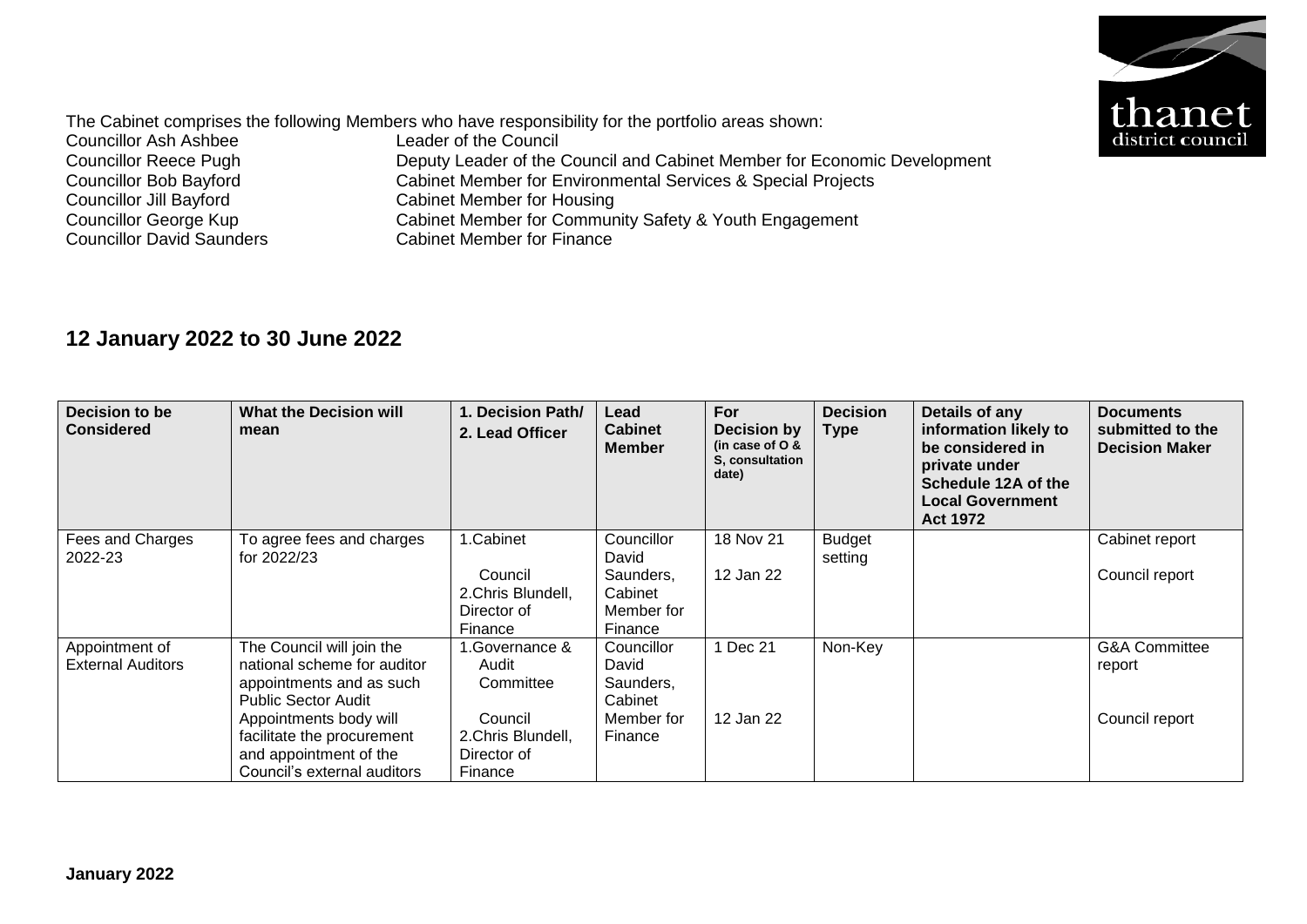The Cabinet comprises the following Members who have responsibility for the portfolio areas shown:

| | |
|---|---|
| Councillor Ash Ashbee | Leader of the Council |
| Councillor Reece Pugh | Deputy Leader of the Council and Cabinet Member for Economic Development |
| Councillor Bob Bayford | Cabinet Member for Environmental Services & Special Projects |
| Councillor Jill Bayford | Cabinet Member for Housing |
| Councillor George Kup | Cabinet Member for Community Safety & Youth Engagement |
| Councillor David Saunders | Cabinet Member for Finance |

## 12 January 2022 to 30 June 2022

| Decision to be Considered | What the Decision will mean | 1. Decision Path/ 2. Lead Officer | Lead Cabinet Member | For Decision by (in case of O & S, consultation date) | Decision Type | Details of any information likely to be considered in private under Schedule 12A of the Local Government Act 1972 | Documents submitted to the Decision Maker |
|---|---|---|---|---|---|---|---|
| Fees and Charges 2022-23 | To agree fees and charges for 2022/23 | 1.Cabinet<br><br>Council<br>2.Chris Blundell, Director of Finance | Councillor David Saunders, Cabinet Member for Finance | 18 Nov 21<br><br>12 Jan 22 | Budget setting | | Cabinet report<br><br>Council report |
| Appointment of External Auditors | The Council will join the national scheme for auditor appointments and as such Public Sector Audit Appointments body will facilitate the procurement and appointment of the Council's external auditors | 1.Governance & Audit Committee<br><br>Council<br>2.Chris Blundell, Director of Finance | Councillor David Saunders, Cabinet Member for Finance | 1 Dec 21<br><br>12 Jan 22 | Non-Key | | G&A Committee report<br><br>Council report |

January 2022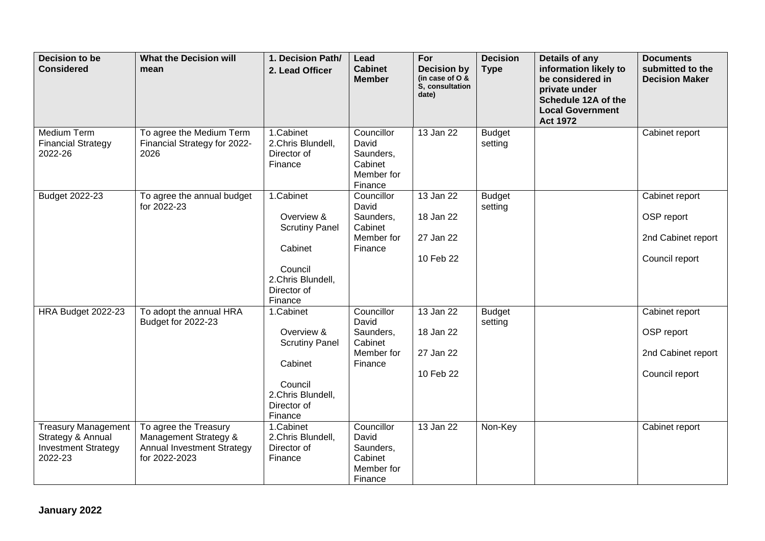| Decision to be Considered | What the Decision will mean | 1. Decision Path/ 2. Lead Officer | Lead Cabinet Member | For Decision by (in case of O & S, consultation date) | Decision Type | Details of any information likely to be considered in private under Schedule 12A of the Local Government Act 1972 | Documents submitted to the Decision Maker |
|---|---|---|---|---|---|---|---|
| Medium Term Financial Strategy 2022-26 | To agree the Medium Term Financial Strategy for 2022-2026 | 1.Cabinet<br>2.Chris Blundell, Director of Finance | Councillor David Saunders, Cabinet Member for Finance | 13 Jan 22 | Budget setting | | Cabinet report |
| Budget 2022-23 | To agree the annual budget for 2022-23 | 1.Cabinet<br>Overview & Scrutiny Panel<br>Cabinet<br>Council<br>2.Chris Blundell, Director of Finance | Councillor David Saunders, Cabinet Member for Finance | 13 Jan 22<br>18 Jan 22<br>27 Jan 22<br>10 Feb 22 | Budget setting | | Cabinet report<br>OSP report<br>2nd Cabinet report<br>Council report |
| HRA Budget 2022-23 | To adopt the annual HRA Budget for 2022-23 | 1.Cabinet<br>Overview & Scrutiny Panel<br>Cabinet<br>Council<br>2.Chris Blundell, Director of Finance | Councillor David Saunders, Cabinet Member for Finance | 13 Jan 22<br>18 Jan 22<br>27 Jan 22<br>10 Feb 22 | Budget setting | | Cabinet report<br>OSP report<br>2nd Cabinet report<br>Council report |
| Treasury Management Strategy & Annual Investment Strategy 2022-23 | To agree the Treasury Management Strategy & Annual Investment Strategy for 2022-2023 | 1.Cabinet<br>2.Chris Blundell, Director of Finance | Councillor David Saunders, Cabinet Member for Finance | 13 Jan 22 | Non-Key | | Cabinet report |

**January 2022**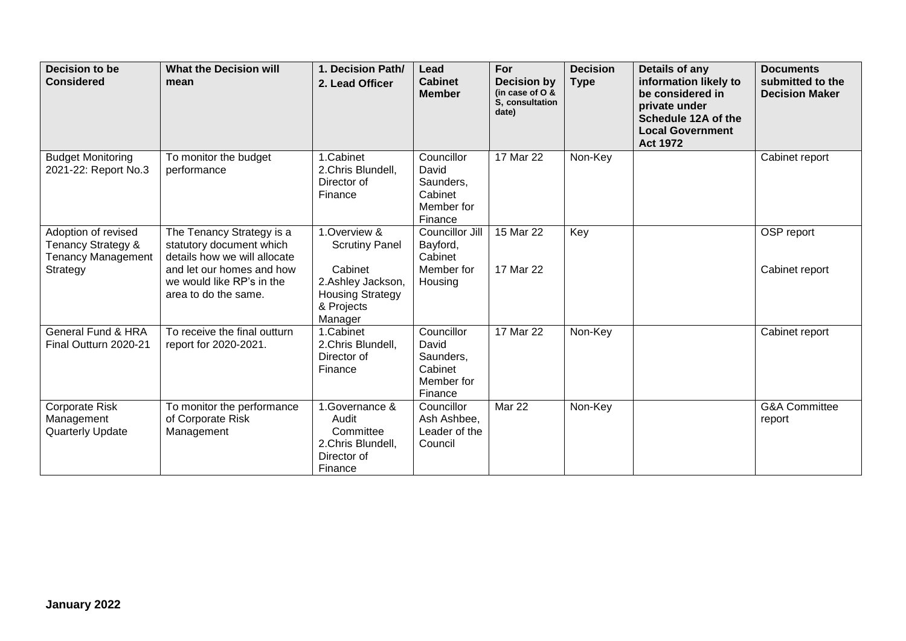| Decision to be Considered | What the Decision will mean | 1. Decision Path/ 2. Lead Officer | Lead Cabinet Member | For Decision by (in case of O & S, consultation date) | Decision Type | Details of any information likely to be considered in private under Schedule 12A of the Local Government Act 1972 | Documents submitted to the Decision Maker |
|---|---|---|---|---|---|---|---|
| Budget Monitoring 2021-22: Report No.3 | To monitor the budget performance | 1.Cabinet 2.Chris Blundell, Director of Finance | Councillor David Saunders, Cabinet Member for Finance | 17 Mar 22 | Non-Key | | Cabinet report |
| Adoption of revised Tenancy Strategy & Tenancy Management Strategy | The Tenancy Strategy is a statutory document which details how we will allocate and let our homes and how we would like RP's in the area to do the same. | 1.Overview & Scrutiny Panel<br><br>Cabinet 2.Ashley Jackson, Housing Strategy & Projects Manager | Councillor Jill Bayford, Cabinet Member for Housing | 15 Mar 22<br><br>17 Mar 22 | Key | | OSP report<br><br>Cabinet report |
| General Fund & HRA Final Outturn 2020-21 | To receive the final outturn report for 2020-2021. | 1.Cabinet 2.Chris Blundell, Director of Finance | Councillor David Saunders, Cabinet Member for Finance | 17 Mar 22 | Non-Key | | Cabinet report |
| Corporate Risk Management Quarterly Update | To monitor the performance of Corporate Risk Management | 1.Governance & Audit Committee 2.Chris Blundell, Director of Finance | Councillor Ash Ashbee, Leader of the Council | Mar 22 | Non-Key | | G&A Committee report |

**January 2022**